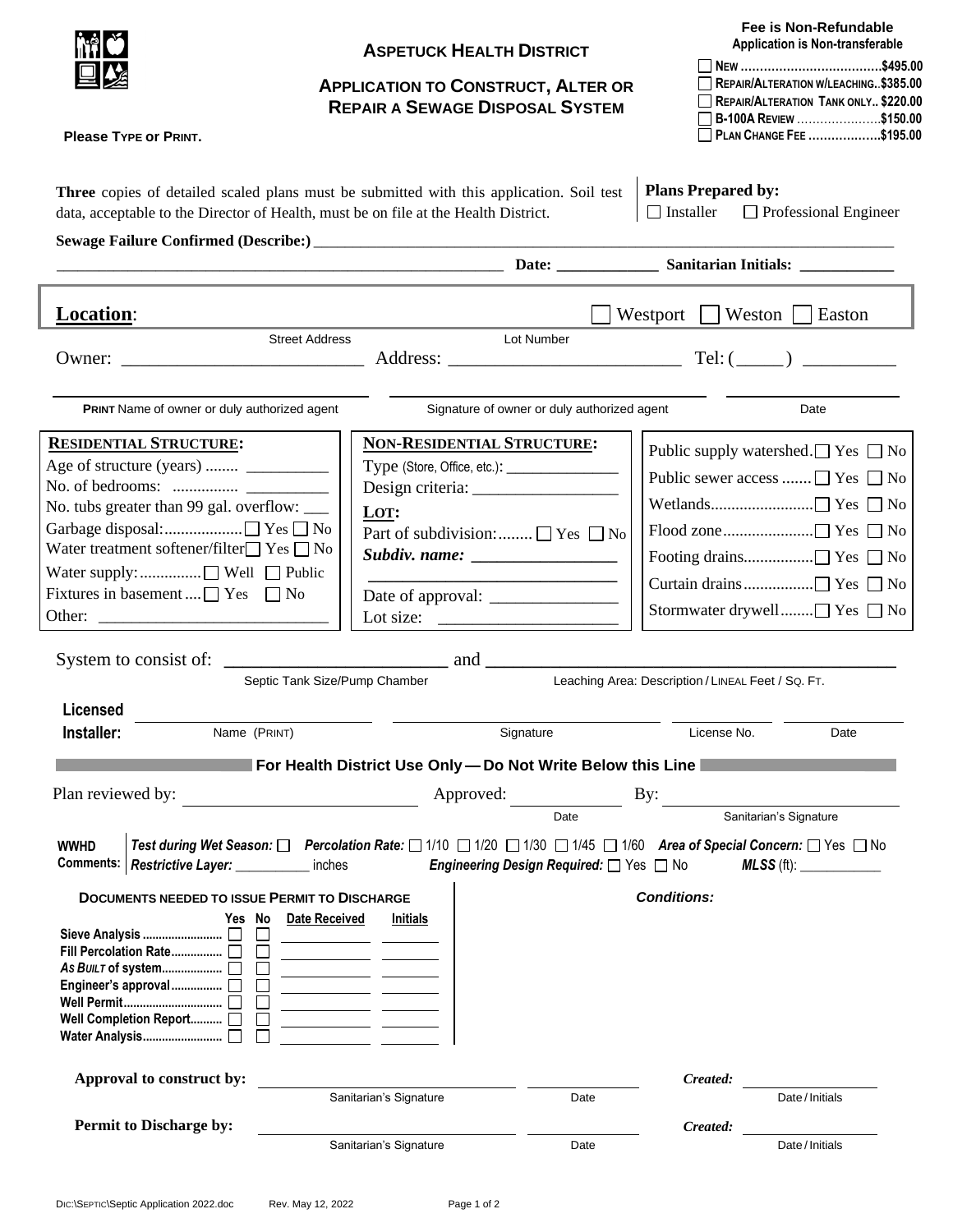Fee is Non-Refundable
Application is Non-transferable

# ASPETUCK HEALTH DISTRICT

## APPLICATION TO CONSTRUCT, ALTER OR REPAIR A SEWAGE DISPOSAL SYSTEM

- ☐ NEW ....................................$495.00
- ☐ REPAIR/ALTERATION W/LEACHING..$385.00
- ☐ REPAIR/ALTERATION TANK ONLY.. $220.00
- ☐ B-100A REVIEW ......................$150.00
- ☐ PLAN CHANGE FEE ...................$195.00

**Please TYPE or PRINT.**

**Three** copies of detailed scaled plans must be submitted with this application. Soil test data, acceptable to the Director of Health, must be on file at the Health District.

**Plans Prepared by:** ☐ Installer ☐ Professional Engineer

**Sewage Failure Confirmed (Describe:)** ______________________________________________

______________________________________________ **Date:** ____________ **Sanitarian Initials:** ___________

**Location**: ______________________ ☐ Westport ☐ Weston ☐ Easton

Street Address | Lot Number

Owner: ___________________________ Address: _________________________ Tel: (_____) __________

**PRINT** Name of owner or duly authorized agent | Signature of owner or duly authorized agent | Date

**RESIDENTIAL STRUCTURE:**

- Age of structure (years) ........ __________
- No. of bedrooms: ................ __________
- No. tubs greater than 99 gal. overflow: ___
- Garbage disposal:.................. ☐ Yes ☐ No
- Water treatment softener/filter ☐ Yes ☐ No
- Water supply:............... ☐ Well ☐ Public
- Fixtures in basement .... ☐ Yes ☐ No
- Other: ____________________________

**NON-RESIDENTIAL STRUCTURE:**

- Type (Store, Office, etc.): ______________
- Design criteria: _________________

**LOT:**

- Part of subdivision:........ ☐ Yes ☐ No
- ***Subdiv. name:*** _________________
- Date of approval: _______________
- Lot size: ______________________

- Public supply watershed. ☐ Yes ☐ No
- Public sewer access ....... ☐ Yes ☐ No
- Wetlands......................... ☐ Yes ☐ No
- Flood zone...................... ☐ Yes ☐ No
- Footing drains................. ☐ Yes ☐ No
- Curtain drains................. ☐ Yes ☐ No
- Stormwater drywell........ ☐ Yes ☐ No

System to consist of: _______________________ and _________________________________________

Septic Tank Size/Pump Chamber | Leaching Area: Description / LINEAL Feet / SQ. FT.

**Licensed Installer:** ____________________ ____________________ ____________ ____________

Name (PRINT) | Signature | License No. | Date

**For Health District Use Only — Do Not Write Below this Line**

Plan reviewed by: ________________________ Approved: ____________ By: ________________________

Date | Sanitarian's Signature

**WWHD Comments:** ***Test during Wet Season:*** ☐ ***Percolation Rate:*** ☐ 1/10 ☐ 1/20 ☐ 1/30 ☐ 1/45 ☐ 1/60 ***Area of Special Concern:*** ☐ Yes ☐ No
***Restrictive Layer:*** __________ inches ***Engineering Design Required:*** ☐ Yes ☐ No ***MLSS*** (ft): ___________

**DOCUMENTS NEEDED TO ISSUE PERMIT TO DISCHARGE**

| | Yes | No | Date Received | Initials |
|---|---|---|---|---|
| Sieve Analysis | ☐ | ☐ | | |
| Fill Percolation Rate | ☐ | ☐ | ___________ | _______ |
| *AS BUILT* of system | ☐ | ☐ | ___________ | _______ |
| Engineer's approval | ☐ | ☐ | ___________ | _______ |
| Well Permit | ☐ | ☐ | ___________ | _______ |
| Well Completion Report | ☐ | ☐ | ___________ | _______ |
| Water Analysis | ☐ | ☐ | ___________ | _______ |

***Conditions:***

**Approval to construct by:** ______________________________ ____________ ***Created:*** ______________

Sanitarian's Signature | Date | Date / Initials

**Permit to Discharge by:** ______________________________ ____________ ***Created:*** ______________

Sanitarian's Signature | Date | Date / Initials

DIC:\SEPTIC\Septic Application 2022.doc Rev. May 12, 2022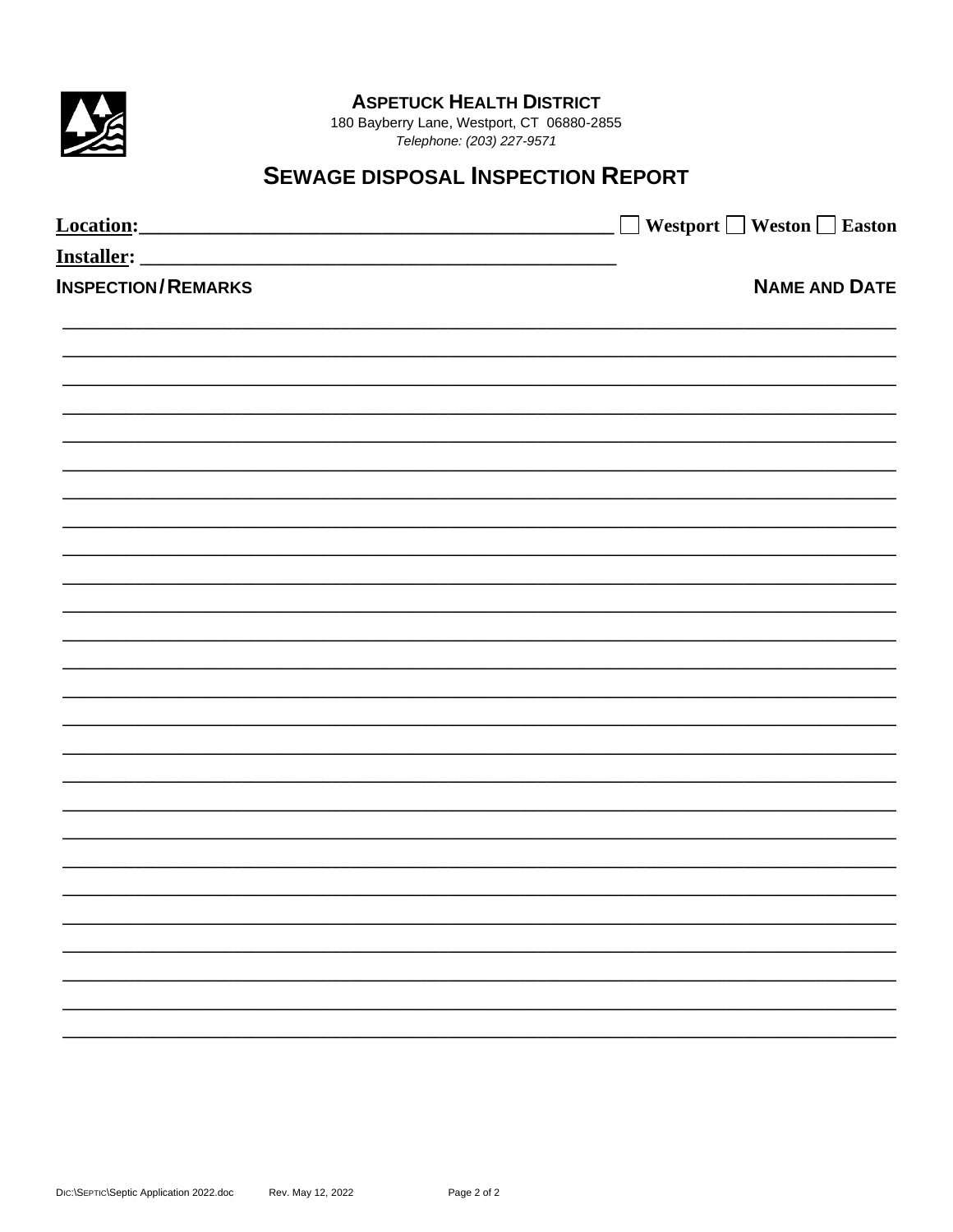**ASPETUCK HEALTH DISTRICT**
180 Bayberry Lane, Westport, CT 06880-2855
*Telephone: (203) 227-9571*

# SEWAGE DISPOSAL INSPECTION REPORT

**Location:**_______________________________________________ ☐ Westport ☐ Weston ☐ Easton

**Installer:** _______________________________________________

**INSPECTION / REMARKS** **NAME AND DATE**

_______________________________________________________________________________

_______________________________________________________________________________

_______________________________________________________________________________

_______________________________________________________________________________

_______________________________________________________________________________

_______________________________________________________________________________

_______________________________________________________________________________

_______________________________________________________________________________

_______________________________________________________________________________

_______________________________________________________________________________

_______________________________________________________________________________

_______________________________________________________________________________

_______________________________________________________________________________

_______________________________________________________________________________

_______________________________________________________________________________

_______________________________________________________________________________

_______________________________________________________________________________

_______________________________________________________________________________

_______________________________________________________________________________

_______________________________________________________________________________

_______________________________________________________________________________

_______________________________________________________________________________

_______________________________________________________________________________

_______________________________________________________________________________

_______________________________________________________________________________

_______________________________________________________________________________

D:\SEPTIC\Septic Application 2022.doc Rev. May 12, 2022